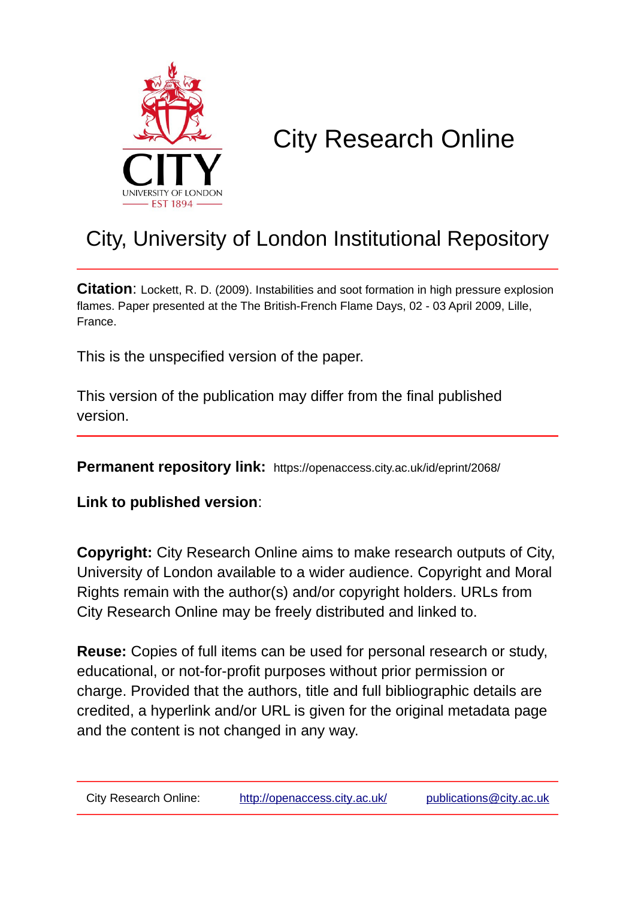# City Research Online

## City, University of London Institutional Repository

**Citation**: Lockett, R. D. (2009). Instabilities and soot formation in high pressure explosion flames. Paper presented at the The British-French Flame Days, 02 - 03 April 2009, Lille, France.

This is the unspecified version of the paper.

This version of the publication may differ from the final published version.

**Permanent repository link:** https://openaccess.city.ac.uk/id/eprint/2068/

**Link to published version**:

**Copyright:** City Research Online aims to make research outputs of City, University of London available to a wider audience. Copyright and Moral Rights remain with the author(s) and/or copyright holders. URLs from City Research Online may be freely distributed and linked to.

**Reuse:** Copies of full items can be used for personal research or study, educational, or not-for-profit purposes without prior permission or charge. Provided that the authors, title and full bibliographic details are credited, a hyperlink and/or URL is given for the original metadata page and the content is not changed in any way.

City Research Online: http://openaccess.city.ac.uk/ publications@city.ac.uk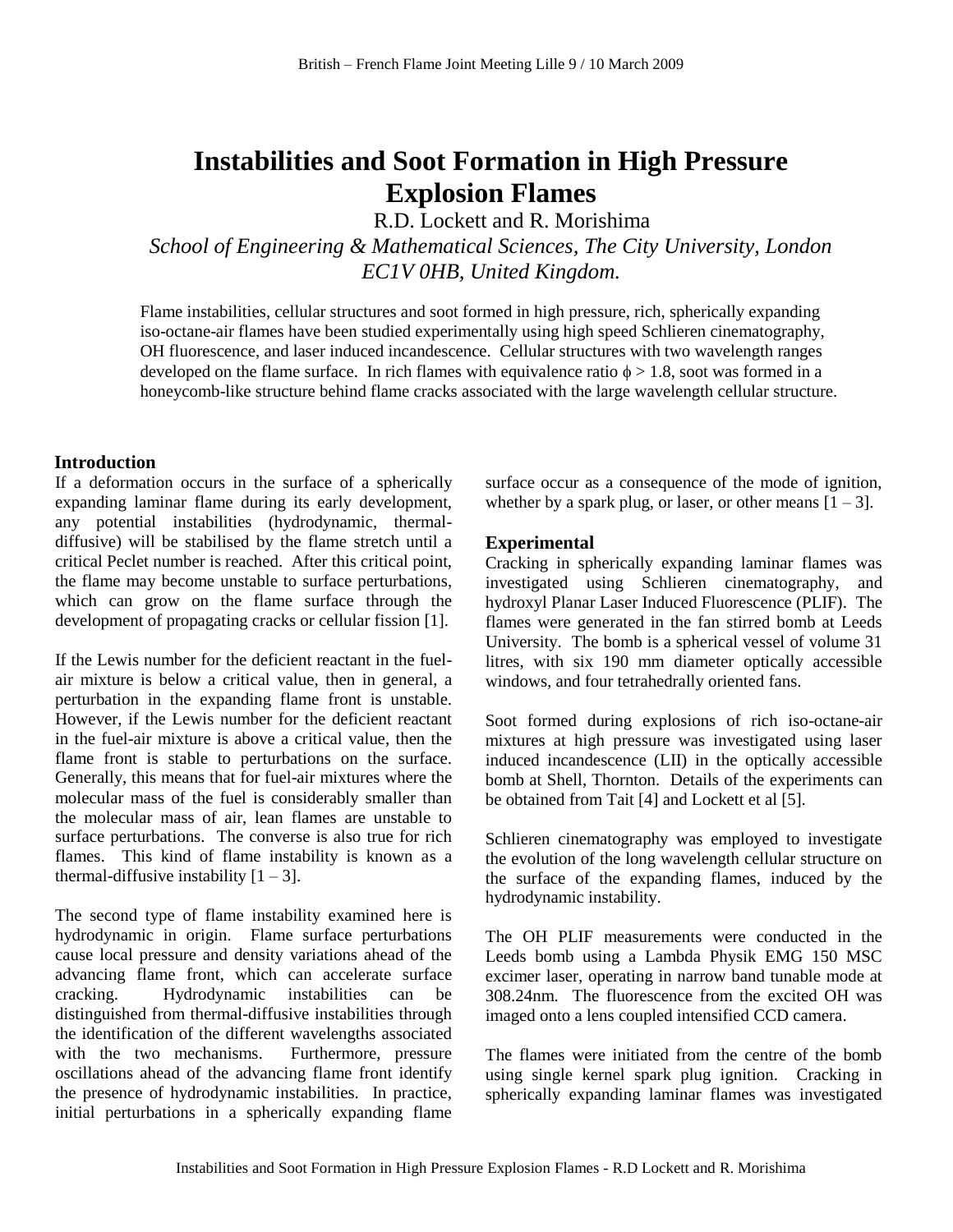# Instabilities and Soot Formation in High Pressure Explosion Flames

R.D. Lockett and R. Morishima

*School of Engineering & Mathematical Sciences, The City University, London EC1V 0HB, United Kingdom.*

Flame instabilities, cellular structures and soot formed in high pressure, rich, spherically expanding iso-octane-air flames have been studied experimentally using high speed Schlieren cinematography, OH fluorescence, and laser induced incandescence. Cellular structures with two wavelength ranges developed on the flame surface. In rich flames with equivalence ratio $\phi > 1.8$, soot was formed in a honeycomb-like structure behind flame cracks associated with the large wavelength cellular structure.

## Introduction

If a deformation occurs in the surface of a spherically expanding laminar flame during its early development, any potential instabilities (hydrodynamic, thermal-diffusive) will be stabilised by the flame stretch until a critical Peclet number is reached. After this critical point, the flame may become unstable to surface perturbations, which can grow on the flame surface through the development of propagating cracks or cellular fission [1].

If the Lewis number for the deficient reactant in the fuel-air mixture is below a critical value, then in general, a perturbation in the expanding flame front is unstable. However, if the Lewis number for the deficient reactant in the fuel-air mixture is above a critical value, then the flame front is stable to perturbations on the surface. Generally, this means that for fuel-air mixtures where the molecular mass of the fuel is considerably smaller than the molecular mass of air, lean flames are unstable to surface perturbations. The converse is also true for rich flames. This kind of flame instability is known as a thermal-diffusive instability [1 – 3].

The second type of flame instability examined here is hydrodynamic in origin. Flame surface perturbations cause local pressure and density variations ahead of the advancing flame front, which can accelerate surface cracking. Hydrodynamic instabilities can be distinguished from thermal-diffusive instabilities through the identification of the different wavelengths associated with the two mechanisms. Furthermore, pressure oscillations ahead of the advancing flame front identify the presence of hydrodynamic instabilities. In practice, initial perturbations in a spherically expanding flame surface occur as a consequence of the mode of ignition, whether by a spark plug, or laser, or other means [1 – 3].

## Experimental

Cracking in spherically expanding laminar flames was investigated using Schlieren cinematography, and hydroxyl Planar Laser Induced Fluorescence (PLIF). The flames were generated in the fan stirred bomb at Leeds University. The bomb is a spherical vessel of volume 31 litres, with six 190 mm diameter optically accessible windows, and four tetrahedrally oriented fans.

Soot formed during explosions of rich iso-octane-air mixtures at high pressure was investigated using laser induced incandescence (LII) in the optically accessible bomb at Shell, Thornton. Details of the experiments can be obtained from Tait [4] and Lockett et al [5].

Schlieren cinematography was employed to investigate the evolution of the long wavelength cellular structure on the surface of the expanding flames, induced by the hydrodynamic instability.

The OH PLIF measurements were conducted in the Leeds bomb using a Lambda Physik EMG 150 MSC excimer laser, operating in narrow band tunable mode at 308.24nm. The fluorescence from the excited OH was imaged onto a lens coupled intensified CCD camera.

The flames were initiated from the centre of the bomb using single kernel spark plug ignition. Cracking in spherically expanding laminar flames was investigated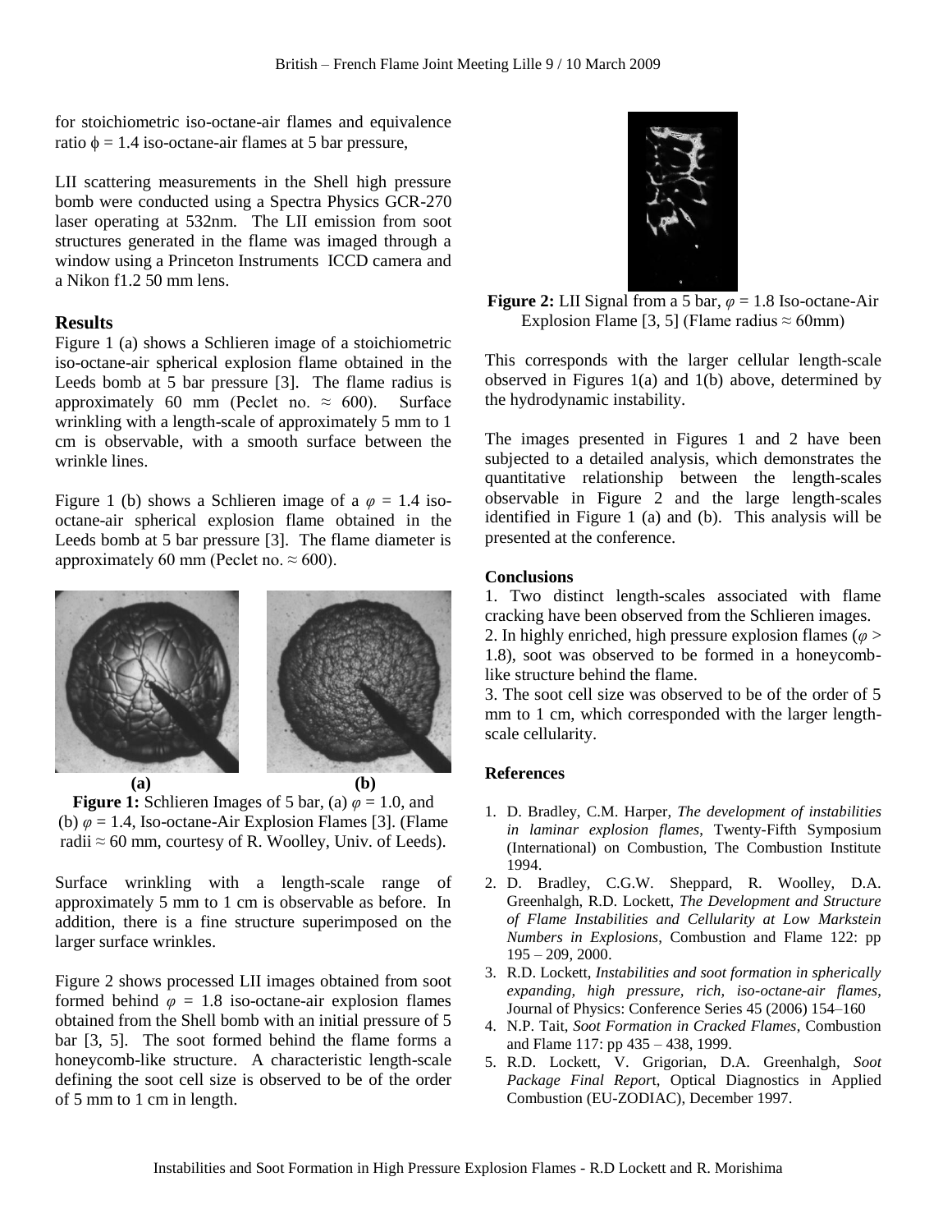for stoichiometric iso-octane-air flames and equivalence ratio $\phi = 1.4$ iso-octane-air flames at 5 bar pressure,

LII scattering measurements in the Shell high pressure bomb were conducted using a Spectra Physics GCR-270 laser operating at 532nm. The LII emission from soot structures generated in the flame was imaged through a window using a Princeton Instruments ICCD camera and a Nikon f1.2 50 mm lens.

## Results

Figure 1 (a) shows a Schlieren image of a stoichiometric iso-octane-air spherical explosion flame obtained in the Leeds bomb at 5 bar pressure [3]. The flame radius is approximately 60 mm (Peclet no. ≈ 600). Surface wrinkling with a length-scale of approximately 5 mm to 1 cm is observable, with a smooth surface between the wrinkle lines.

Figure 1 (b) shows a Schlieren image of a $\varphi = 1.4$ iso-octane-air spherical explosion flame obtained in the Leeds bomb at 5 bar pressure [3]. The flame diameter is approximately 60 mm (Peclet no. ≈ 600).

**(a)** **(b)**

**Figure 1:** Schlieren Images of 5 bar, (a) $\varphi = 1.0$, and (b) $\varphi = 1.4$, Iso-octane-Air Explosion Flames [3]. (Flame radii ≈ 60 mm, courtesy of R. Woolley, Univ. of Leeds).

Surface wrinkling with a length-scale range of approximately 5 mm to 1 cm is observable as before. In addition, there is a fine structure superimposed on the larger surface wrinkles.

Figure 2 shows processed LII images obtained from soot formed behind $\varphi = 1.8$ iso-octane-air explosion flames obtained from the Shell bomb with an initial pressure of 5 bar [3, 5]. The soot formed behind the flame forms a honeycomb-like structure. A characteristic length-scale defining the soot cell size is observed to be of the order of 5 mm to 1 cm in length.

**Figure 2:** LII Signal from a 5 bar, $\varphi = 1.8$ Iso-octane-Air Explosion Flame [3, 5] (Flame radius ≈ 60mm)

This corresponds with the larger cellular length-scale observed in Figures 1(a) and 1(b) above, determined by the hydrodynamic instability.

The images presented in Figures 1 and 2 have been subjected to a detailed analysis, which demonstrates the quantitative relationship between the length-scales observable in Figure 2 and the large length-scales identified in Figure 1 (a) and (b). This analysis will be presented at the conference.

### Conclusions

1. Two distinct length-scales associated with flame cracking have been observed from the Schlieren images.
2. In highly enriched, high pressure explosion flames ($\varphi > 1.8$), soot was observed to be formed in a honeycomb-like structure behind the flame.
3. The soot cell size was observed to be of the order of 5 mm to 1 cm, which corresponded with the larger length-scale cellularity.

### References

1. D. Bradley, C.M. Harper, *The development of instabilities in laminar explosion flames*, Twenty-Fifth Symposium (International) on Combustion, The Combustion Institute 1994.
2. D. Bradley, C.G.W. Sheppard, R. Woolley, D.A. Greenhalgh, R.D. Lockett, *The Development and Structure of Flame Instabilities and Cellularity at Low Markstein Numbers in Explosions*, Combustion and Flame 122: pp 195 – 209, 2000.
3. R.D. Lockett, *Instabilities and soot formation in spherically expanding, high pressure, rich, iso-octane-air flames*, Journal of Physics: Conference Series 45 (2006) 154–160
4. N.P. Tait, *Soot Formation in Cracked Flames*, Combustion and Flame 117: pp 435 – 438, 1999.
5. R.D. Lockett, V. Grigorian, D.A. Greenhalgh, *Soot Package Final Report*, Optical Diagnostics in Applied Combustion (EU-ZODIAC), December 1997.